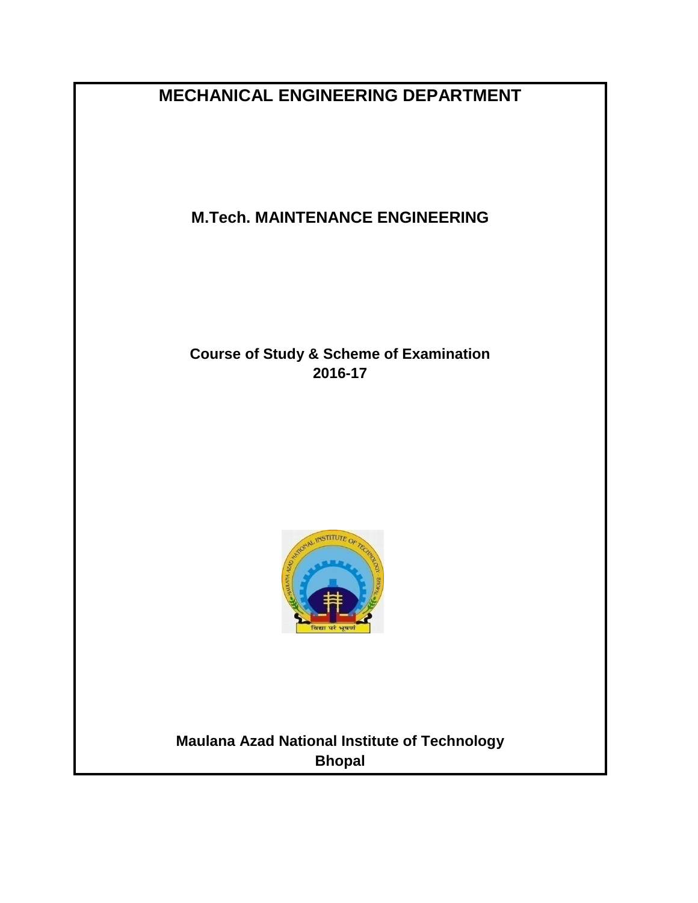# MECHANICAL ENGINEERING DEPARTMENT

## M.Tech. MAINTENANCE ENGINEERING

**Course of Study & Scheme of Examination**
**2016-17**

**Maulana Azad National Institute of Technology**
**Bhopal**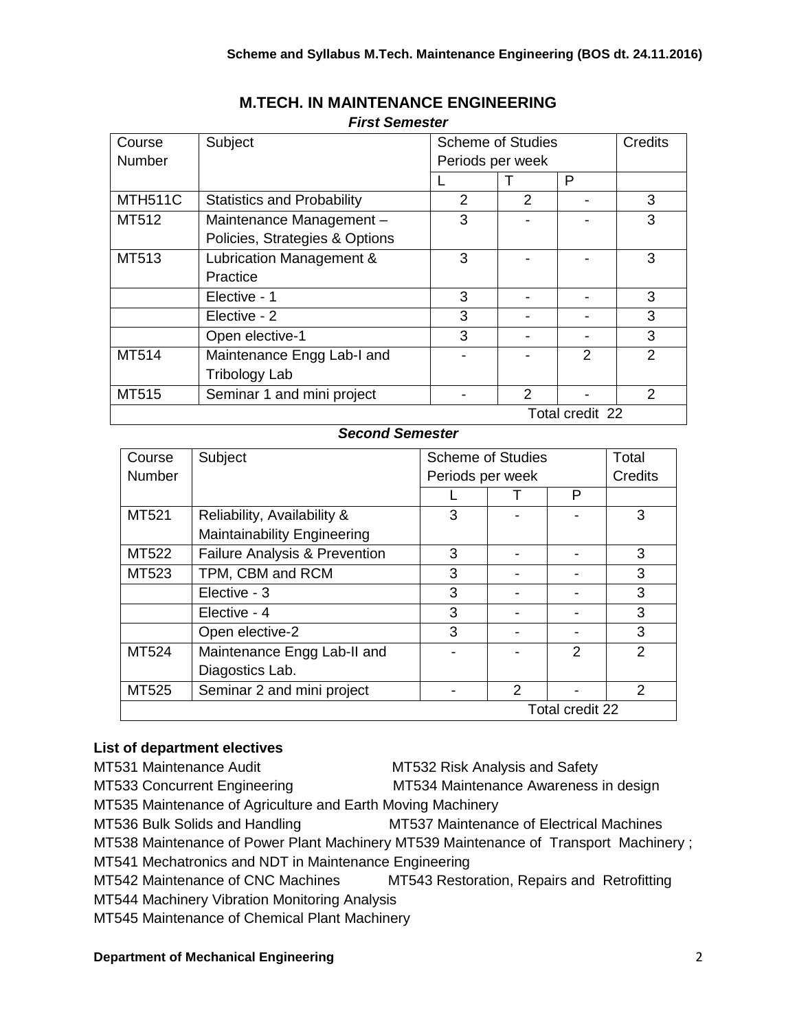# M.TECH. IN MAINTENANCE ENGINEERING

***First Semester***

| Course Number | Subject | Scheme of Studies Periods per week | | | Credits |
|---|---|---|---|---|---|
| | | L | T | P | |
| MTH511C | Statistics and Probability | 2 | 2 | - | 3 |
| MT512 | Maintenance Management – Policies, Strategies & Options | 3 | - | - | 3 |
| MT513 | Lubrication Management & Practice | 3 | - | - | 3 |
| | Elective - 1 | 3 | - | - | 3 |
| | Elective - 2 | 3 | - | - | 3 |
| | Open elective-1 | 3 | - | - | 3 |
| MT514 | Maintenance Engg Lab-I and Tribology Lab | - | - | 2 | 2 |
| MT515 | Seminar 1 and mini project | - | 2 | - | 2 |
| | | | | | Total credit 22 |

***Second Semester***

| Course Number | Subject | Scheme of Studies Periods per week | | | Total Credits |
|---|---|---|---|---|---|
| | | L | T | P | |
| MT521 | Reliability, Availability & Maintainability Engineering | 3 | - | - | 3 |
| MT522 | Failure Analysis & Prevention | 3 | - | - | 3 |
| MT523 | TPM, CBM and RCM | 3 | - | - | 3 |
| | Elective - 3 | 3 | - | - | 3 |
| | Elective - 4 | 3 | - | - | 3 |
| | Open elective-2 | 3 | - | - | 3 |
| MT524 | Maintenance Engg Lab-II and Diagostics Lab. | - | - | 2 | 2 |
| MT525 | Seminar 2 and mini project | - | 2 | - | 2 |
| | | | | | Total credit 22 |

**List of department electives**

MT531 Maintenance Audit
MT532 Risk Analysis and Safety
MT533 Concurrent Engineering
MT534 Maintenance Awareness in design
MT535 Maintenance of Agriculture and Earth Moving Machinery
MT536 Bulk Solids and Handling
MT537 Maintenance of Electrical Machines
MT538 Maintenance of Power Plant Machinery
MT539 Maintenance of Transport Machinery ;
MT541 Mechatronics and NDT in Maintenance Engineering
MT542 Maintenance of CNC Machines
MT543 Restoration, Repairs and Retrofitting
MT544 Machinery Vibration Monitoring Analysis
MT545 Maintenance of Chemical Plant Machinery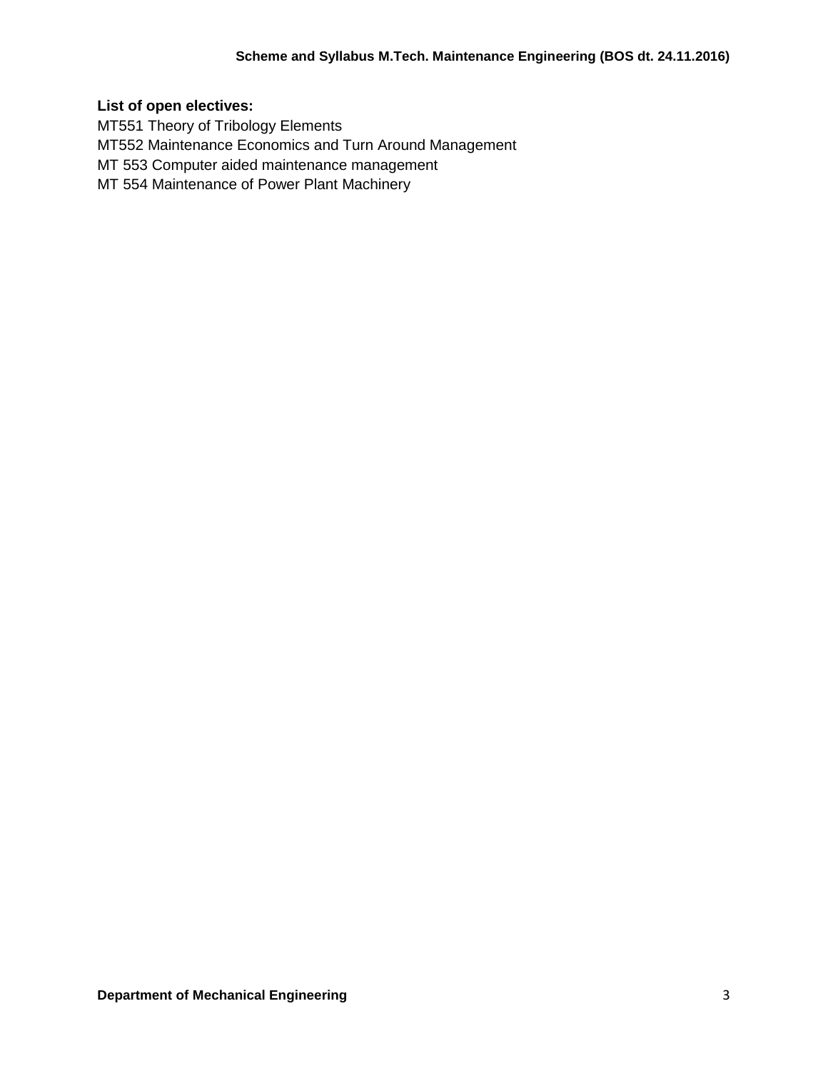**List of open electives:**

MT551 Theory of Tribology Elements
MT552 Maintenance Economics and Turn Around Management
MT 553 Computer aided maintenance management
MT 554 Maintenance of Power Plant Machinery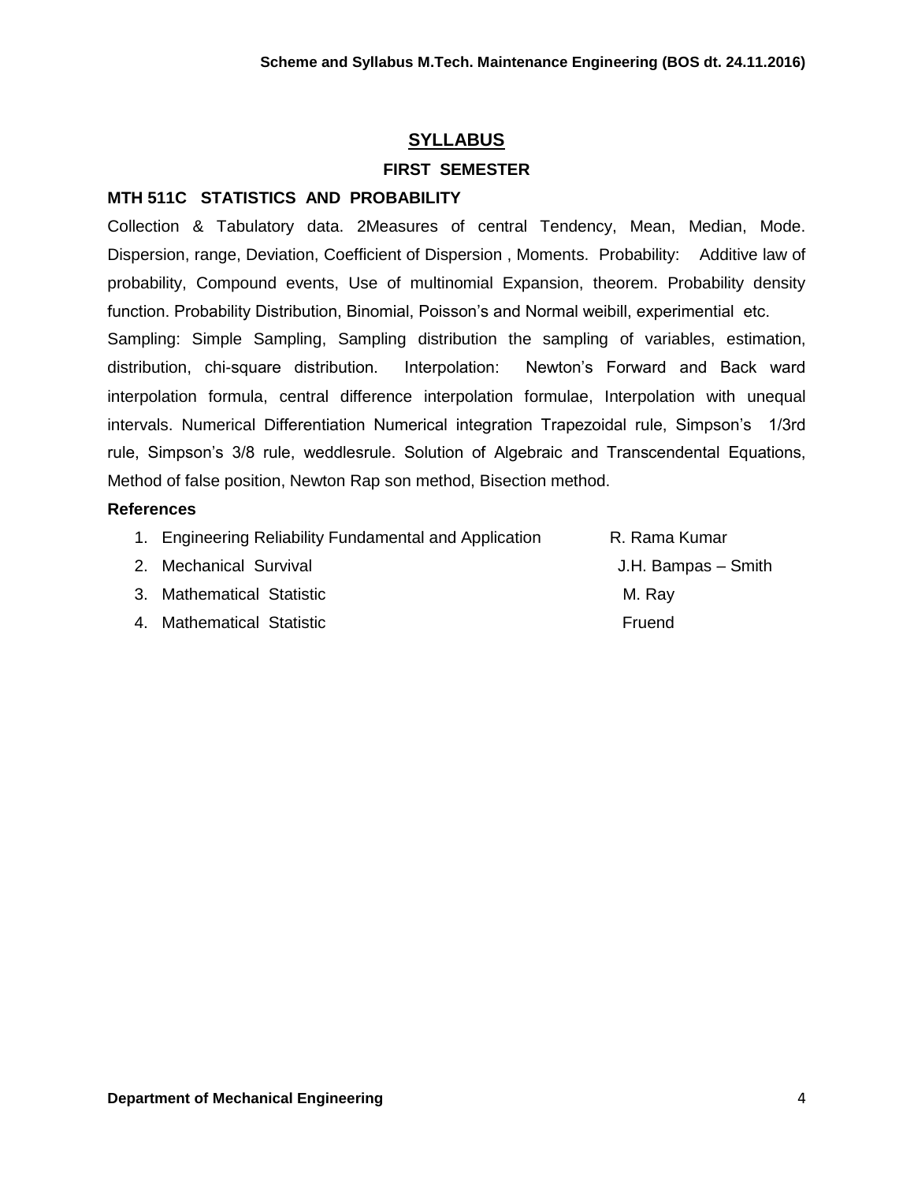## SYLLABUS

### FIRST SEMESTER

**MTH 511C STATISTICS AND PROBABILITY**

Collection & Tabulatory data. 2Measures of central Tendency, Mean, Median, Mode. Dispersion, range, Deviation, Coefficient of Dispersion , Moments. Probability: Additive law of probability, Compound events, Use of multinomial Expansion, theorem. Probability density function. Probability Distribution, Binomial, Poisson's and Normal weibill, experimential etc.

Sampling: Simple Sampling, Sampling distribution the sampling of variables, estimation, distribution, chi-square distribution. Interpolation: Newton's Forward and Back ward interpolation formula, central difference interpolation formulae, Interpolation with unequal intervals. Numerical Differentiation Numerical integration Trapezoidal rule, Simpson's 1/3rd rule, Simpson's 3/8 rule, weddlesrule. Solution of Algebraic and Transcendental Equations, Method of false position, Newton Rap son method, Bisection method.

**References**

1. Engineering Reliability Fundamental and Application — R. Rama Kumar
2. Mechanical Survival — J.H. Bampas – Smith
3. Mathematical Statistic — M. Ray
4. Mathematical Statistic — Fruend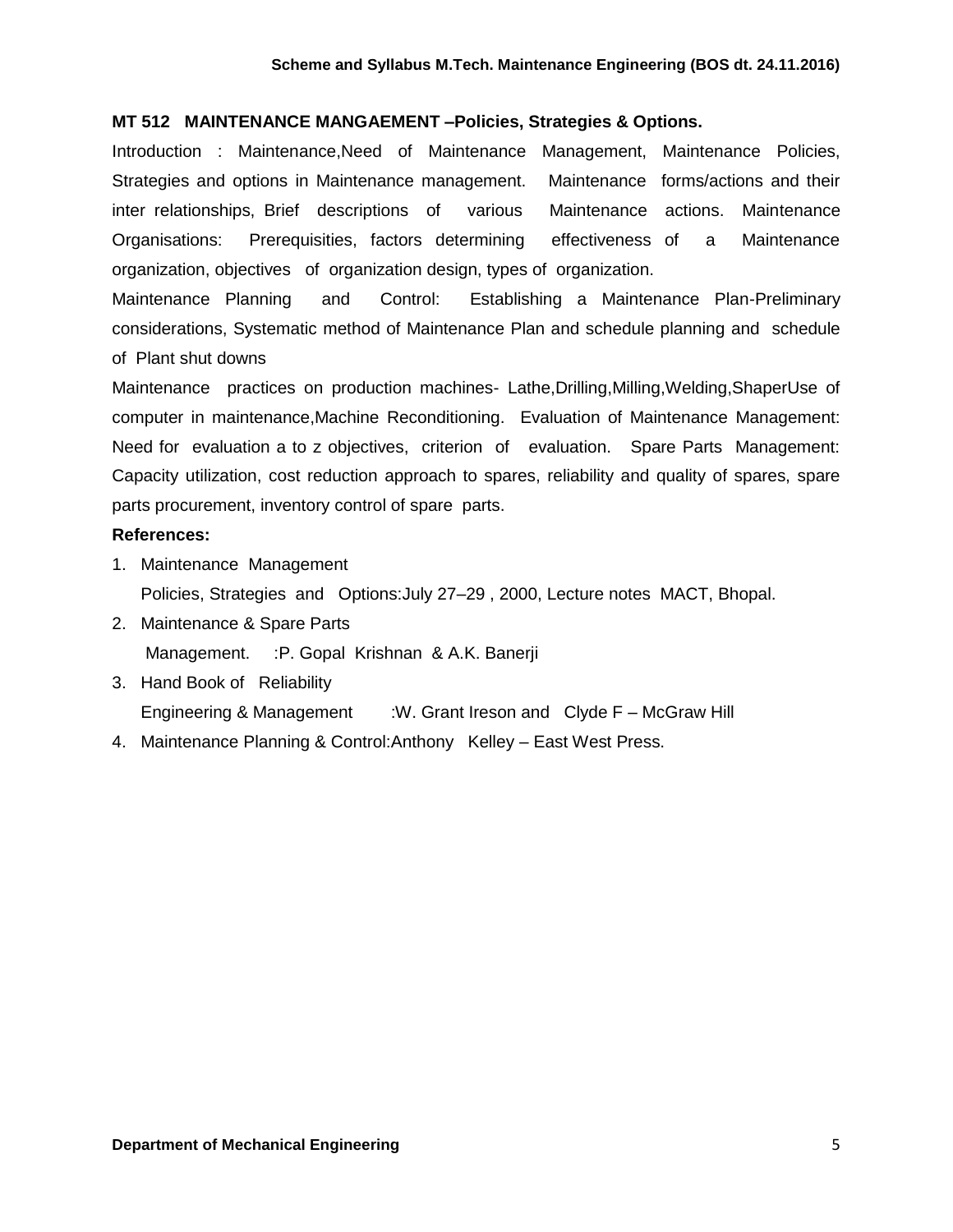## MT 512 MAINTENANCE MANGAEMENT –Policies, Strategies & Options.

Introduction : Maintenance,Need of Maintenance Management, Maintenance Policies, Strategies and options in Maintenance management. Maintenance forms/actions and their inter relationships, Brief descriptions of various Maintenance actions. Maintenance Organisations: Prerequisities, factors determining effectiveness of a Maintenance organization, objectives of organization design, types of organization.

Maintenance Planning and Control: Establishing a Maintenance Plan-Preliminary considerations, Systematic method of Maintenance Plan and schedule planning and schedule of Plant shut downs

Maintenance practices on production machines- Lathe,Drilling,Milling,Welding,ShaperUse of computer in maintenance,Machine Reconditioning. Evaluation of Maintenance Management: Need for evaluation a to z objectives, criterion of evaluation. Spare Parts Management: Capacity utilization, cost reduction approach to spares, reliability and quality of spares, spare parts procurement, inventory control of spare parts.

**References:**

1. Maintenance Management
   Policies, Strategies and Options:July 27–29 , 2000, Lecture notes MACT, Bhopal.
2. Maintenance & Spare Parts
   Management. :P. Gopal Krishnan & A.K. Banerji
3. Hand Book of Reliability
   Engineering & Management :W. Grant Ireson and Clyde F – McGraw Hill
4. Maintenance Planning & Control:Anthony Kelley – East West Press.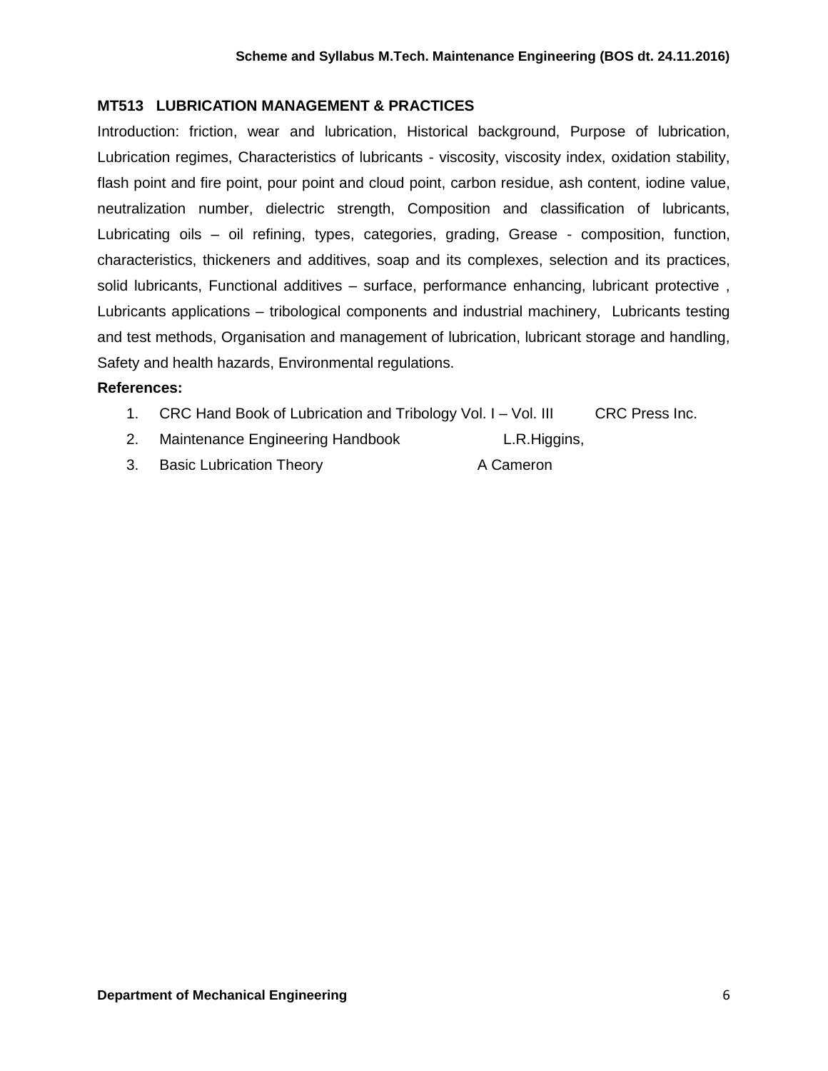## MT513 LUBRICATION MANAGEMENT & PRACTICES

Introduction: friction, wear and lubrication, Historical background, Purpose of lubrication, Lubrication regimes, Characteristics of lubricants - viscosity, viscosity index, oxidation stability, flash point and fire point, pour point and cloud point, carbon residue, ash content, iodine value, neutralization number, dielectric strength, Composition and classification of lubricants, Lubricating oils – oil refining, types, categories, grading, Grease - composition, function, characteristics, thickeners and additives, soap and its complexes, selection and its practices, solid lubricants, Functional additives – surface, performance enhancing, lubricant protective , Lubricants applications – tribological components and industrial machinery, Lubricants testing and test methods, Organisation and management of lubrication, lubricant storage and handling, Safety and health hazards, Environmental regulations.

**References:**

1. CRC Hand Book of Lubrication and Tribology Vol. I – Vol. III — CRC Press Inc.
2. Maintenance Engineering Handbook — L.R.Higgins,
3. Basic Lubrication Theory — A Cameron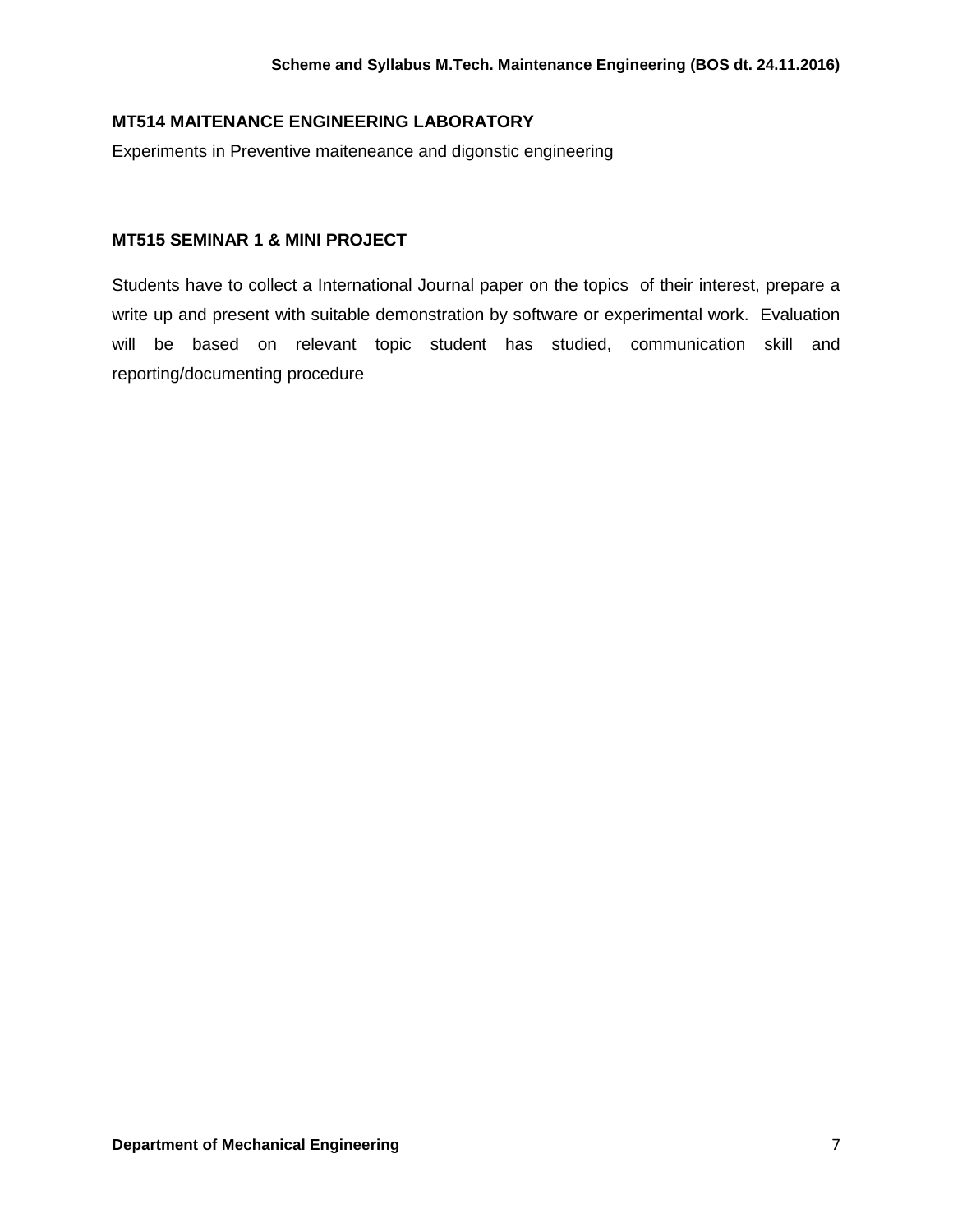### MT514 MAITENANCE ENGINEERING LABORATORY

Experiments in Preventive maiteneance and digonstic engineering

### MT515 SEMINAR 1 & MINI PROJECT

Students have to collect a International Journal paper on the topics of their interest, prepare a write up and present with suitable demonstration by software or experimental work. Evaluation will be based on relevant topic student has studied, communication skill and reporting/documenting procedure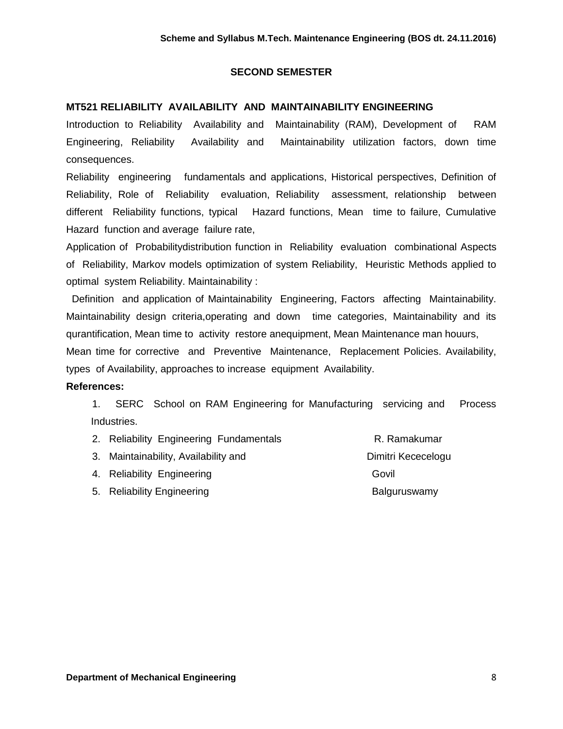## SECOND SEMESTER

### MT521 RELIABILITY AVAILABILITY AND MAINTAINABILITY ENGINEERING

Introduction to Reliability Availability and Maintainability (RAM), Development of RAM Engineering, Reliability Availability and Maintainability utilization factors, down time consequences.

Reliability engineering fundamentals and applications, Historical perspectives, Definition of Reliability, Role of Reliability evaluation, Reliability assessment, relationship between different Reliability functions, typical Hazard functions, Mean time to failure, Cumulative Hazard function and average failure rate,

Application of Probabilitydistribution function in Reliability evaluation combinational Aspects of Reliability, Markov models optimization of system Reliability, Heuristic Methods applied to optimal system Reliability. Maintainability :

Definition and application of Maintainability Engineering, Factors affecting Maintainability. Maintainability design criteria,operating and down time categories, Maintainability and its qurantification, Mean time to activity restore anequipment, Mean Maintenance man houurs,

Mean time for corrective and Preventive Maintenance, Replacement Policies. Availability, types of Availability, approaches to increase equipment Availability.

**References:**

1. SERC School on RAM Engineering for Manufacturing servicing and Process Industries.
2. Reliability Engineering Fundamentals — R. Ramakumar
3. Maintainability, Availability and — Dimitri Kececelogu
4. Reliability Engineering — Govil
5. Reliability Engineering — Balguruswamy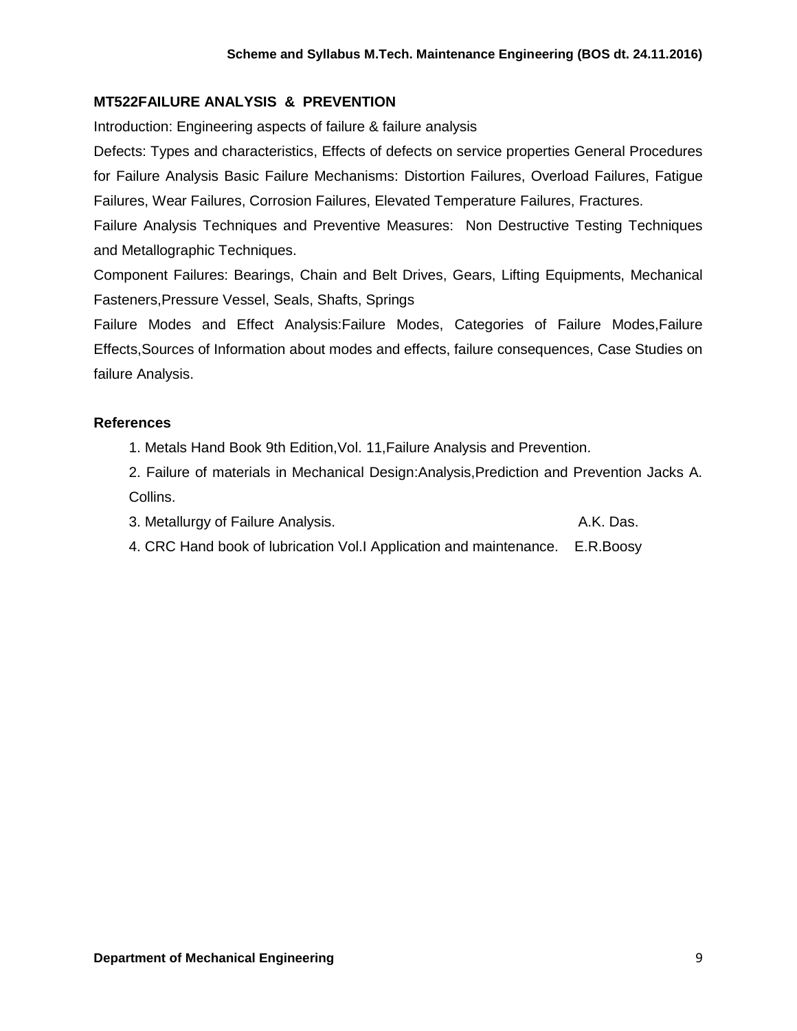### MT522FAILURE ANALYSIS & PREVENTION

Introduction: Engineering aspects of failure & failure analysis

Defects: Types and characteristics, Effects of defects on service properties General Procedures for Failure Analysis Basic Failure Mechanisms: Distortion Failures, Overload Failures, Fatigue Failures, Wear Failures, Corrosion Failures, Elevated Temperature Failures, Fractures.

Failure Analysis Techniques and Preventive Measures: Non Destructive Testing Techniques and Metallographic Techniques.

Component Failures: Bearings, Chain and Belt Drives, Gears, Lifting Equipments, Mechanical Fasteners,Pressure Vessel, Seals, Shafts, Springs

Failure Modes and Effect Analysis:Failure Modes, Categories of Failure Modes,Failure Effects,Sources of Information about modes and effects, failure consequences, Case Studies on failure Analysis.

#### References

1. Metals Hand Book 9th Edition,Vol. 11,Failure Analysis and Prevention.
2. Failure of materials in Mechanical Design:Analysis,Prediction and Prevention Jacks A. Collins.
3. Metallurgy of Failure Analysis. A.K. Das.
4. CRC Hand book of lubrication Vol.I Application and maintenance. E.R.Boosy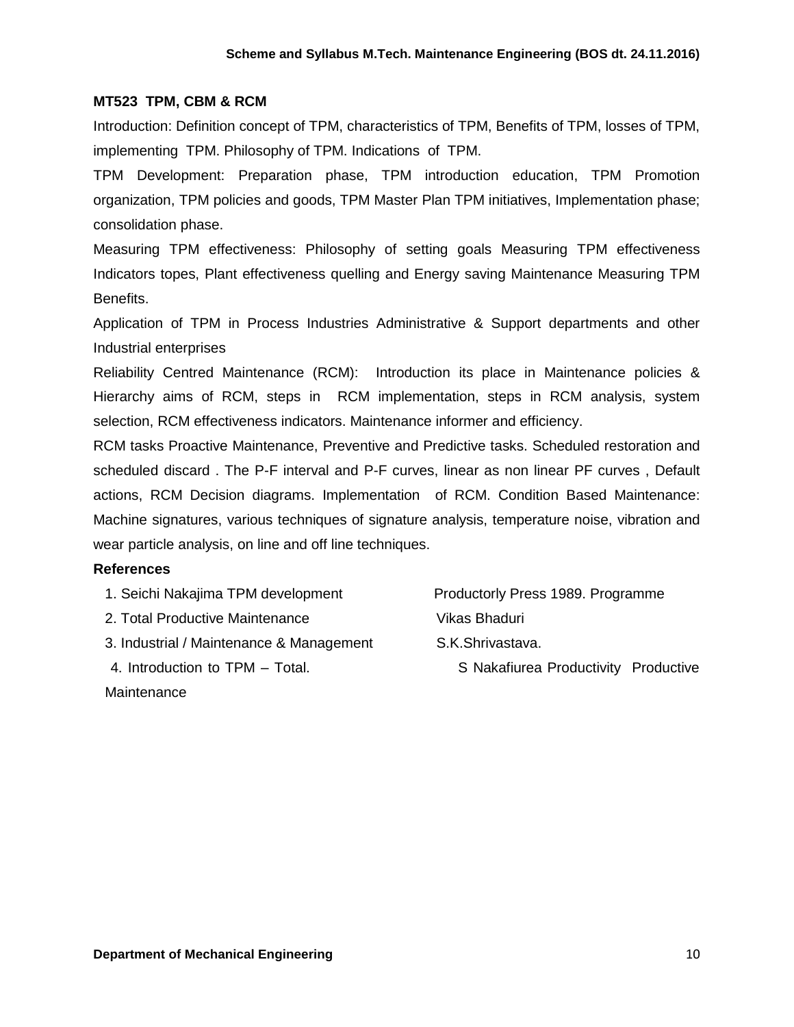## MT523 TPM, CBM & RCM

Introduction: Definition concept of TPM, characteristics of TPM, Benefits of TPM, losses of TPM, implementing TPM. Philosophy of TPM. Indications of TPM.

TPM Development: Preparation phase, TPM introduction education, TPM Promotion organization, TPM policies and goods, TPM Master Plan TPM initiatives, Implementation phase; consolidation phase.

Measuring TPM effectiveness: Philosophy of setting goals Measuring TPM effectiveness Indicators topes, Plant effectiveness quelling and Energy saving Maintenance Measuring TPM Benefits.

Application of TPM in Process Industries Administrative & Support departments and other Industrial enterprises

Reliability Centred Maintenance (RCM): Introduction its place in Maintenance policies & Hierarchy aims of RCM, steps in RCM implementation, steps in RCM analysis, system selection, RCM effectiveness indicators. Maintenance informer and efficiency.

RCM tasks Proactive Maintenance, Preventive and Predictive tasks. Scheduled restoration and scheduled discard . The P-F interval and P-F curves, linear as non linear PF curves , Default actions, RCM Decision diagrams. Implementation of RCM. Condition Based Maintenance: Machine signatures, various techniques of signature analysis, temperature noise, vibration and wear particle analysis, on line and off line techniques.

**References**

1. Seichi Nakajima TPM development — Productorly Press 1989. Programme
2. Total Productive Maintenance — Vikas Bhaduri
3. Industrial / Maintenance & Management — S.K.Shrivastava.
4. Introduction to TPM – Total. Maintenance — S Nakafiurea Productivity Productive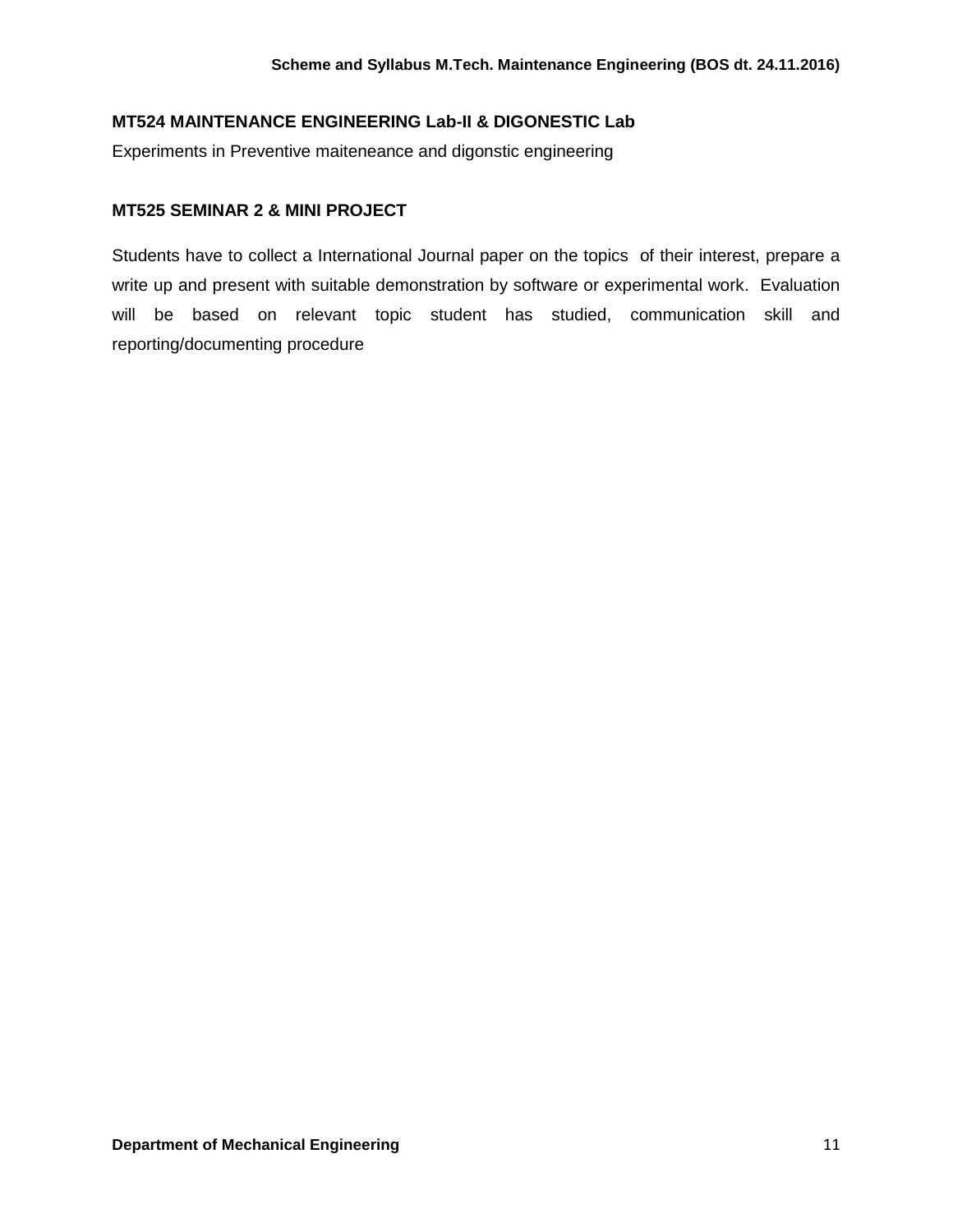### MT524 MAINTENANCE ENGINEERING Lab-II & DIGONESTIC Lab

Experiments in Preventive maiteneance and digonstic engineering

### MT525 SEMINAR 2 & MINI PROJECT

Students have to collect a International Journal paper on the topics of their interest, prepare a write up and present with suitable demonstration by software or experimental work. Evaluation will be based on relevant topic student has studied, communication skill and reporting/documenting procedure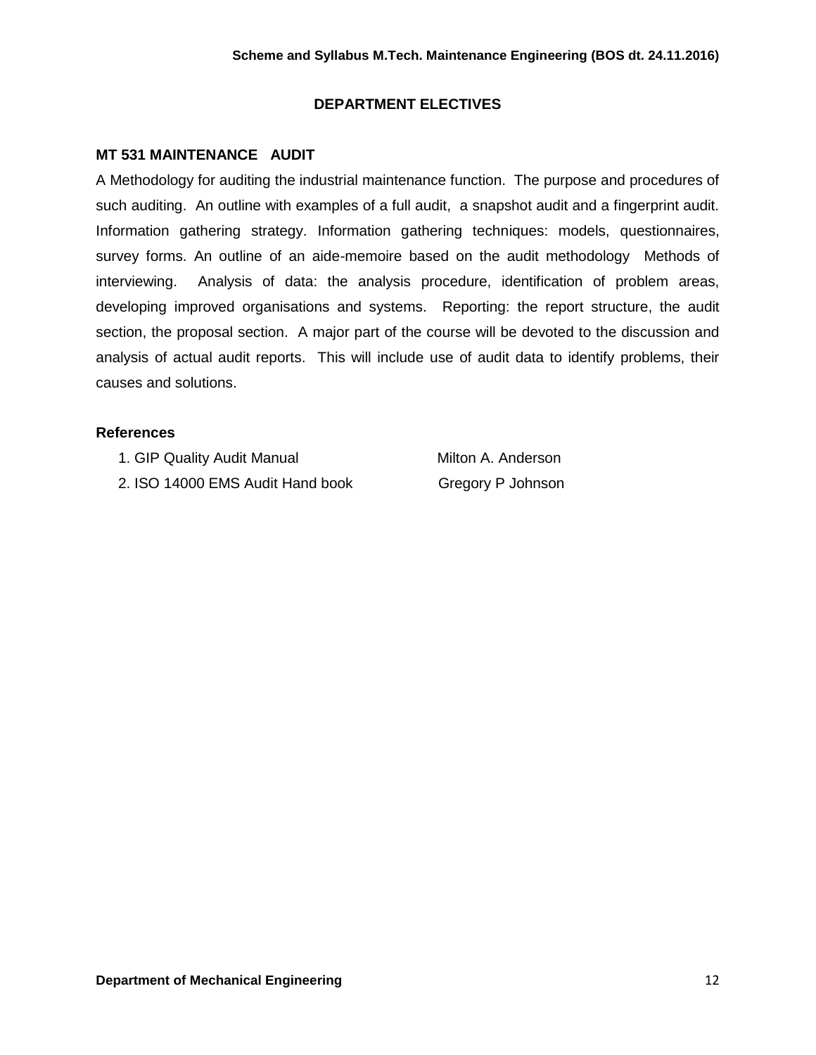## DEPARTMENT ELECTIVES

### MT 531 MAINTENANCE AUDIT

A Methodology for auditing the industrial maintenance function. The purpose and procedures of such auditing. An outline with examples of a full audit, a snapshot audit and a fingerprint audit. Information gathering strategy. Information gathering techniques: models, questionnaires, survey forms. An outline of an aide-memoire based on the audit methodology Methods of interviewing. Analysis of data: the analysis procedure, identification of problem areas, developing improved organisations and systems. Reporting: the report structure, the audit section, the proposal section. A major part of the course will be devoted to the discussion and analysis of actual audit reports. This will include use of audit data to identify problems, their causes and solutions.

**References**

1. GIP Quality Audit Manual — Milton A. Anderson
2. ISO 14000 EMS Audit Hand book — Gregory P Johnson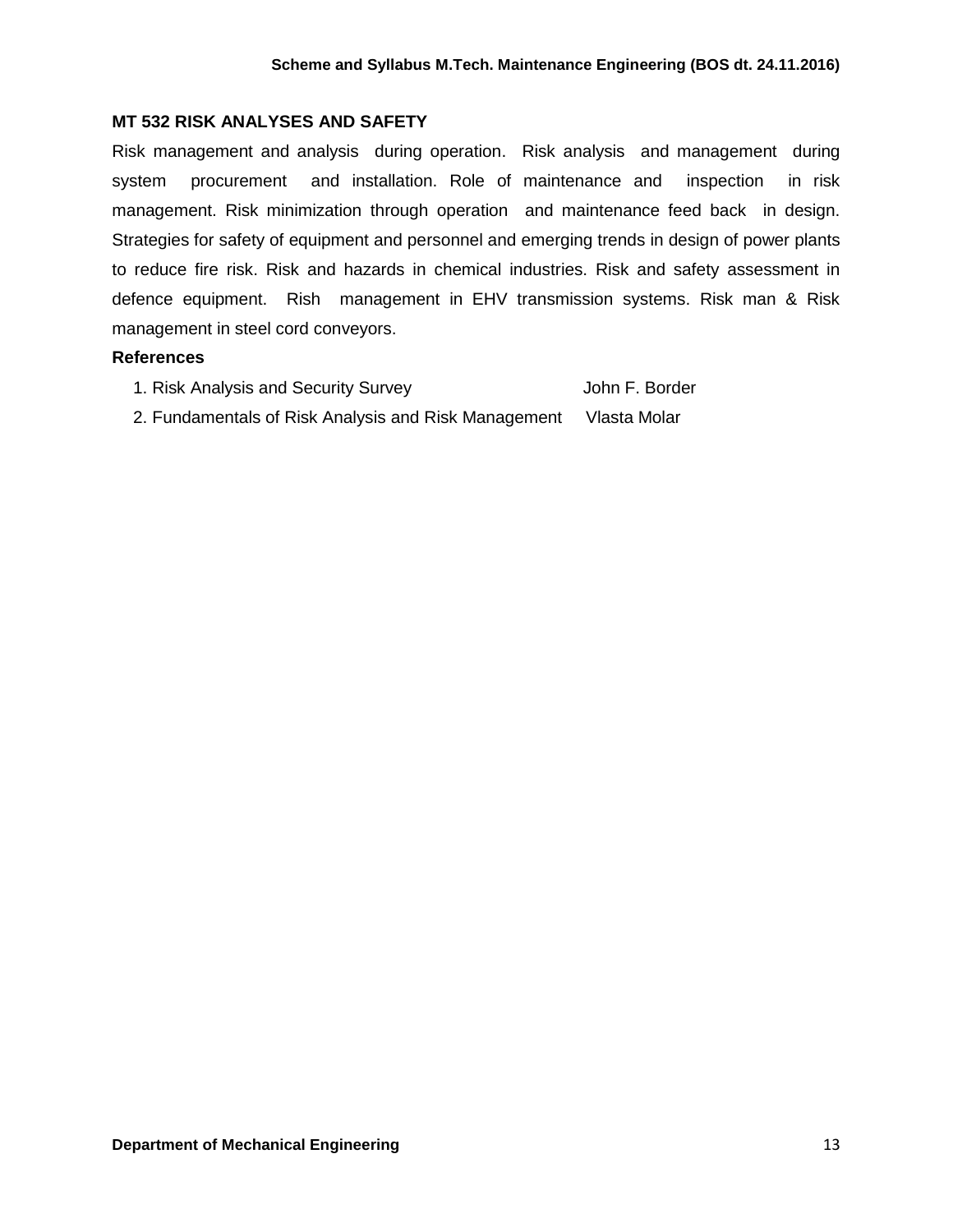### MT 532 RISK ANALYSES AND SAFETY

Risk management and analysis during operation. Risk analysis and management during system procurement and installation. Role of maintenance and inspection in risk management. Risk minimization through operation and maintenance feed back in design. Strategies for safety of equipment and personnel and emerging trends in design of power plants to reduce fire risk. Risk and hazards in chemical industries. Risk and safety assessment in defence equipment. Rish management in EHV transmission systems. Risk man & Risk management in steel cord conveyors.

**References**

1. Risk Analysis and Security Survey — John F. Border
2. Fundamentals of Risk Analysis and Risk Management — Vlasta Molar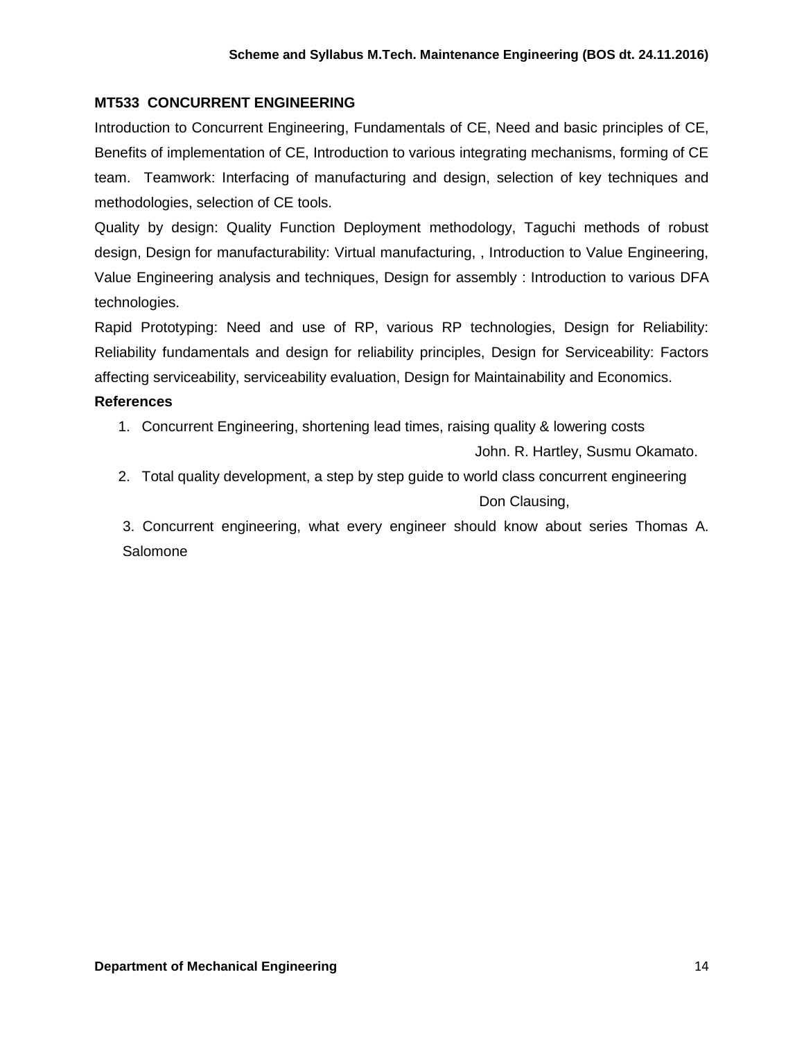## MT533 CONCURRENT ENGINEERING

Introduction to Concurrent Engineering, Fundamentals of CE, Need and basic principles of CE, Benefits of implementation of CE, Introduction to various integrating mechanisms, forming of CE team. Teamwork: Interfacing of manufacturing and design, selection of key techniques and methodologies, selection of CE tools.

Quality by design: Quality Function Deployment methodology, Taguchi methods of robust design, Design for manufacturability: Virtual manufacturing, , Introduction to Value Engineering, Value Engineering analysis and techniques, Design for assembly : Introduction to various DFA technologies.

Rapid Prototyping: Need and use of RP, various RP technologies, Design for Reliability: Reliability fundamentals and design for reliability principles, Design for Serviceability: Factors affecting serviceability, serviceability evaluation, Design for Maintainability and Economics.

**References**

1. Concurrent Engineering, shortening lead times, raising quality & lowering costs
   John. R. Hartley, Susmu Okamato.
2. Total quality development, a step by step guide to world class concurrent engineering
   Don Clausing,
3. Concurrent engineering, what every engineer should know about series Thomas A. Salomone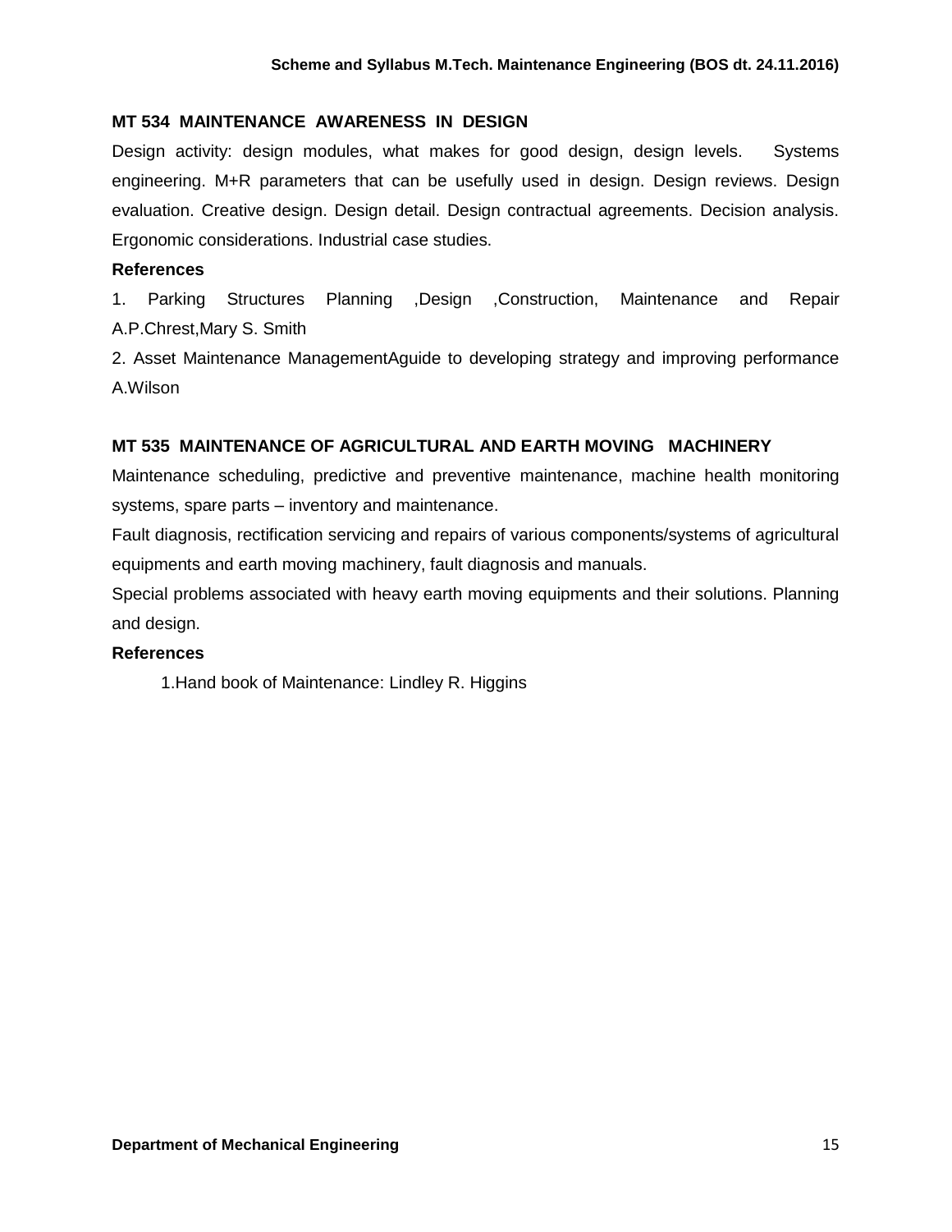### MT 534 MAINTENANCE AWARENESS IN DESIGN

Design activity: design modules, what makes for good design, design levels. Systems engineering. M+R parameters that can be usefully used in design. Design reviews. Design evaluation. Creative design. Design detail. Design contractual agreements. Decision analysis. Ergonomic considerations. Industrial case studies.

**References**

1. Parking Structures Planning ,Design ,Construction, Maintenance and Repair A.P.Chrest,Mary S. Smith
2. Asset Maintenance ManagementAguide to developing strategy and improving performance A.Wilson

### MT 535 MAINTENANCE OF AGRICULTURAL AND EARTH MOVING MACHINERY

Maintenance scheduling, predictive and preventive maintenance, machine health monitoring systems, spare parts – inventory and maintenance.

Fault diagnosis, rectification servicing and repairs of various components/systems of agricultural equipments and earth moving machinery, fault diagnosis and manuals.

Special problems associated with heavy earth moving equipments and their solutions. Planning and design.

**References**

1. Hand book of Maintenance: Lindley R. Higgins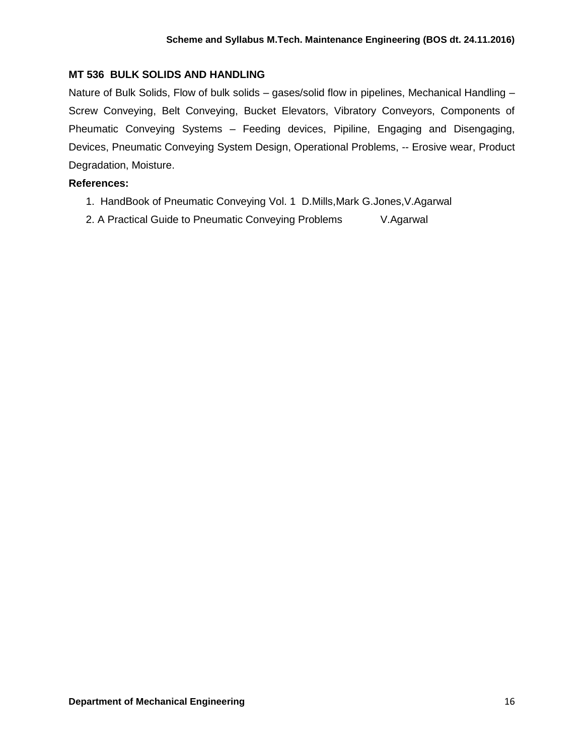## MT 536 BULK SOLIDS AND HANDLING

Nature of Bulk Solids, Flow of bulk solids – gases/solid flow in pipelines, Mechanical Handling – Screw Conveying, Belt Conveying, Bucket Elevators, Vibratory Conveyors, Components of Pheumatic Conveying Systems – Feeding devices, Pipiline, Engaging and Disengaging, Devices, Pneumatic Conveying System Design, Operational Problems, -- Erosive wear, Product Degradation, Moisture.

**References:**

1. HandBook of Pneumatic Conveying Vol. 1 D.Mills,Mark G.Jones,V.Agarwal
2. A Practical Guide to Pneumatic Conveying Problems V.Agarwal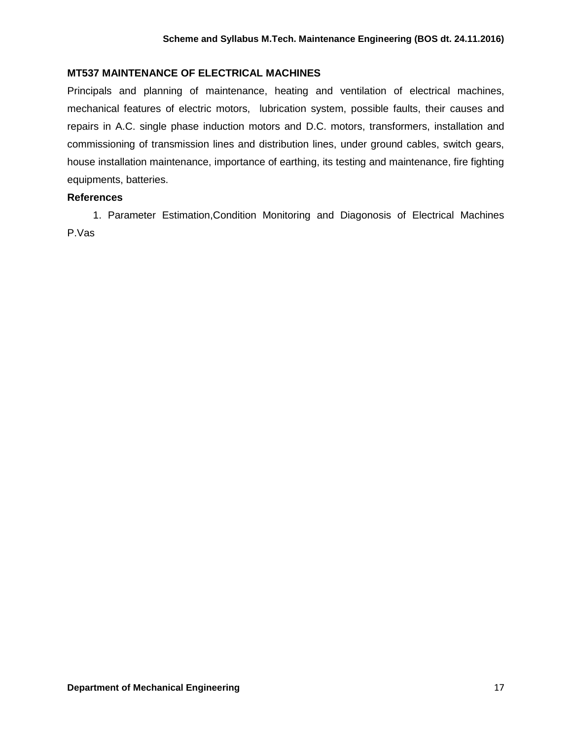### MT537 MAINTENANCE OF ELECTRICAL MACHINES

Principals and planning of maintenance, heating and ventilation of electrical machines, mechanical features of electric motors, lubrication system, possible faults, their causes and repairs in A.C. single phase induction motors and D.C. motors, transformers, installation and commissioning of transmission lines and distribution lines, under ground cables, switch gears, house installation maintenance, importance of earthing, its testing and maintenance, fire fighting equipments, batteries.

**References**

1. Parameter Estimation,Condition Monitoring and Diagonosis of Electrical Machines P.Vas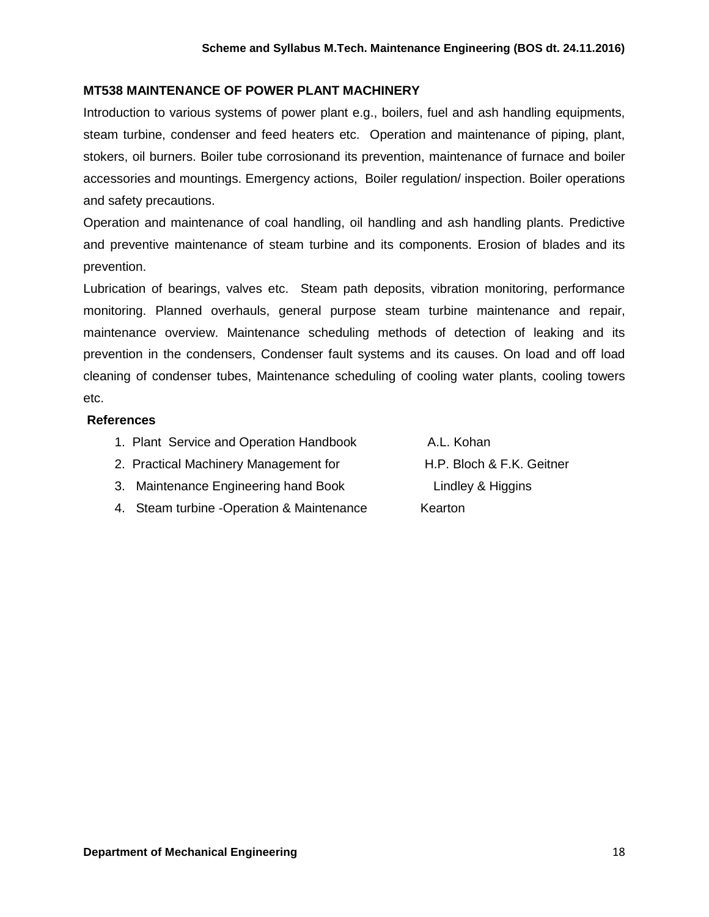### MT538 MAINTENANCE OF POWER PLANT MACHINERY

Introduction to various systems of power plant e.g., boilers, fuel and ash handling equipments, steam turbine, condenser and feed heaters etc. Operation and maintenance of piping, plant, stokers, oil burners. Boiler tube corrosionand its prevention, maintenance of furnace and boiler accessories and mountings. Emergency actions, Boiler regulation/ inspection. Boiler operations and safety precautions.

Operation and maintenance of coal handling, oil handling and ash handling plants. Predictive and preventive maintenance of steam turbine and its components. Erosion of blades and its prevention.

Lubrication of bearings, valves etc. Steam path deposits, vibration monitoring, performance monitoring. Planned overhauls, general purpose steam turbine maintenance and repair, maintenance overview. Maintenance scheduling methods of detection of leaking and its prevention in the condensers, Condenser fault systems and its causes. On load and off load cleaning of condenser tubes, Maintenance scheduling of cooling water plants, cooling towers etc.

**References**

1. Plant Service and Operation Handbook — A.L. Kohan
2. Practical Machinery Management for — H.P. Bloch & F.K. Geitner
3. Maintenance Engineering hand Book — Lindley & Higgins
4. Steam turbine -Operation & Maintenance — Kearton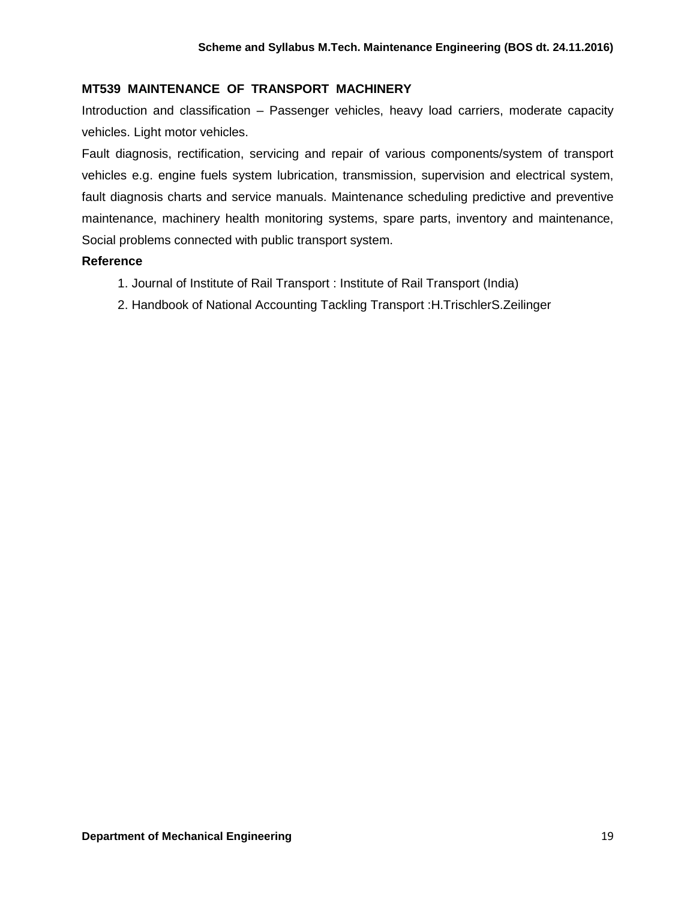## MT539 MAINTENANCE OF TRANSPORT MACHINERY

Introduction and classification – Passenger vehicles, heavy load carriers, moderate capacity vehicles. Light motor vehicles.

Fault diagnosis, rectification, servicing and repair of various components/system of transport vehicles e.g. engine fuels system lubrication, transmission, supervision and electrical system, fault diagnosis charts and service manuals. Maintenance scheduling predictive and preventive maintenance, machinery health monitoring systems, spare parts, inventory and maintenance, Social problems connected with public transport system.

**Reference**

1. Journal of Institute of Rail Transport : Institute of Rail Transport (India)
2. Handbook of National Accounting Tackling Transport :H.TrischlerS.Zeilinger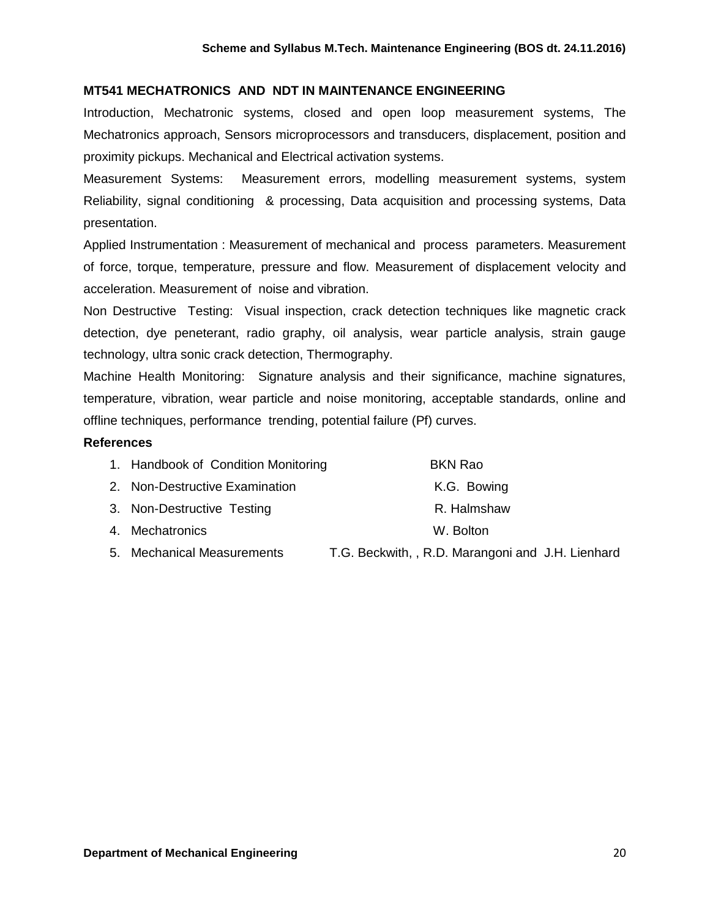## MT541 MECHATRONICS AND NDT IN MAINTENANCE ENGINEERING

Introduction, Mechatronic systems, closed and open loop measurement systems, The Mechatronics approach, Sensors microprocessors and transducers, displacement, position and proximity pickups. Mechanical and Electrical activation systems.

Measurement Systems: Measurement errors, modelling measurement systems, system Reliability, signal conditioning & processing, Data acquisition and processing systems, Data presentation.

Applied Instrumentation : Measurement of mechanical and process parameters. Measurement of force, torque, temperature, pressure and flow. Measurement of displacement velocity and acceleration. Measurement of noise and vibration.

Non Destructive Testing: Visual inspection, crack detection techniques like magnetic crack detection, dye peneterant, radio graphy, oil analysis, wear particle analysis, strain gauge technology, ultra sonic crack detection, Thermography.

Machine Health Monitoring: Signature analysis and their significance, machine signatures, temperature, vibration, wear particle and noise monitoring, acceptable standards, online and offline techniques, performance trending, potential failure (Pf) curves.

### References

1. Handbook of Condition Monitoring — BKN Rao
2. Non-Destructive Examination — K.G. Bowing
3. Non-Destructive Testing — R. Halmshaw
4. Mechatronics — W. Bolton
5. Mechanical Measurements — T.G. Beckwith, , R.D. Marangoni and J.H. Lienhard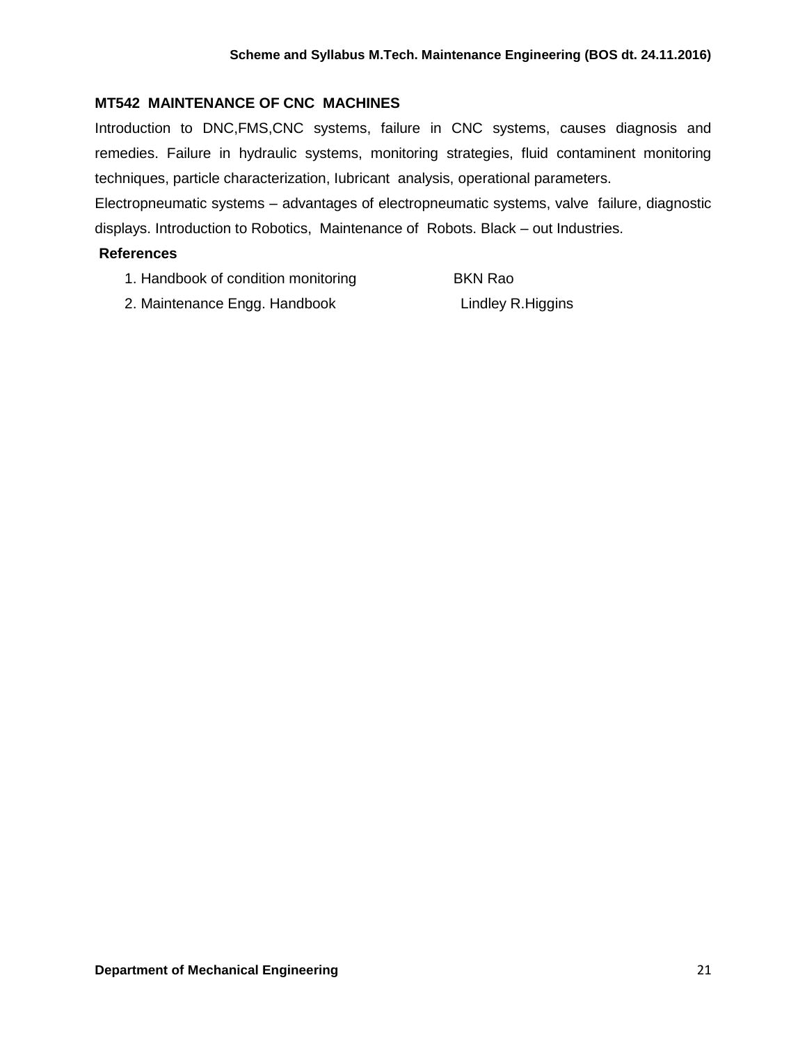## MT542 MAINTENANCE OF CNC MACHINES

Introduction to DNC,FMS,CNC systems, failure in CNC systems, causes diagnosis and remedies. Failure in hydraulic systems, monitoring strategies, fluid contaminent monitoring techniques, particle characterization, Iubricant analysis, operational parameters.

Electropneumatic systems – advantages of electropneumatic systems, valve failure, diagnostic displays. Introduction to Robotics, Maintenance of Robots. Black – out Industries.

**References**

1. Handbook of condition monitoring — BKN Rao
2. Maintenance Engg. Handbook — Lindley R.Higgins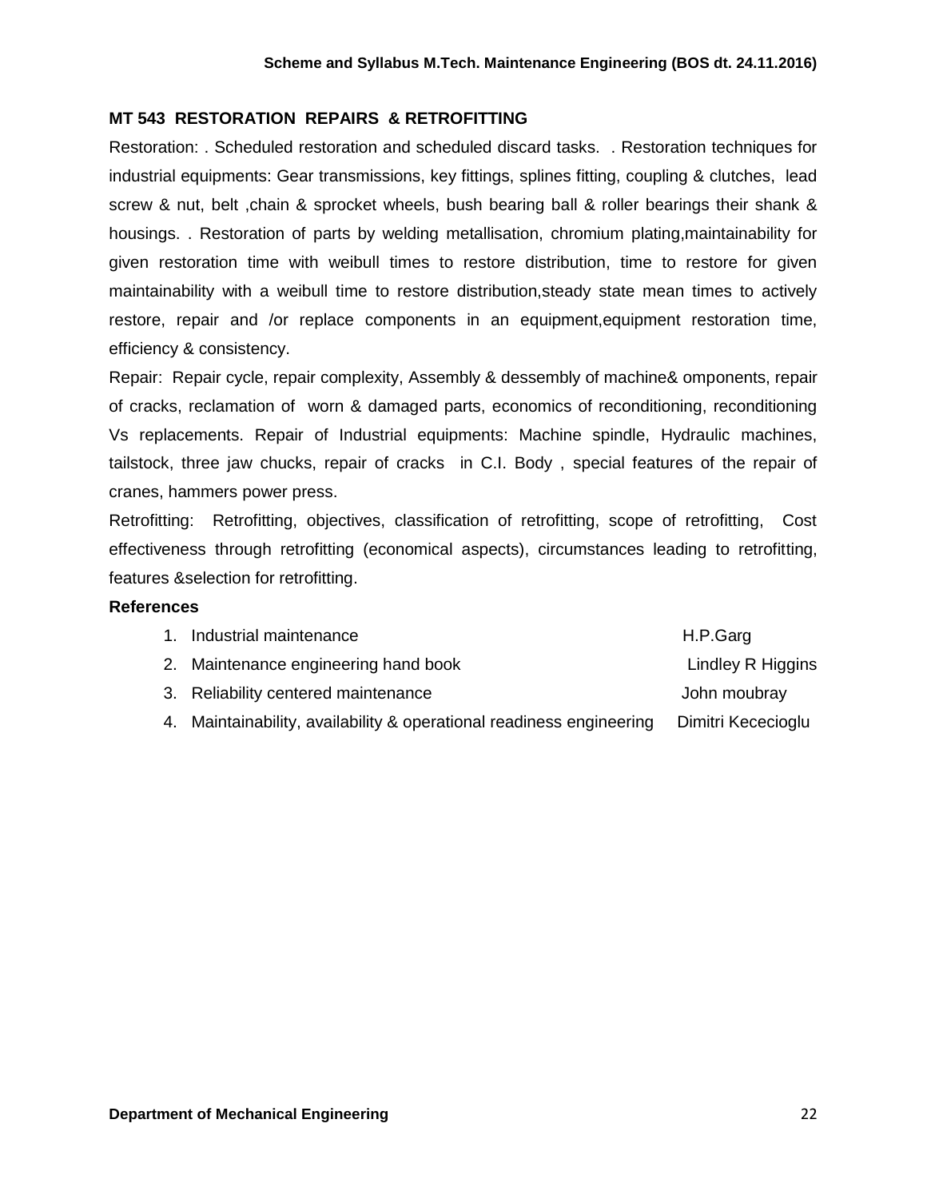## MT 543 RESTORATION REPAIRS & RETROFITTING

Restoration: . Scheduled restoration and scheduled discard tasks. . Restoration techniques for industrial equipments: Gear transmissions, key fittings, splines fitting, coupling & clutches, lead screw & nut, belt ,chain & sprocket wheels, bush bearing ball & roller bearings their shank & housings. . Restoration of parts by welding metallisation, chromium plating,maintainability for given restoration time with weibull times to restore distribution, time to restore for given maintainability with a weibull time to restore distribution,steady state mean times to actively restore, repair and /or replace components in an equipment,equipment restoration time, efficiency & consistency.

Repair: Repair cycle, repair complexity, Assembly & dessembly of machine& omponents, repair of cracks, reclamation of worn & damaged parts, economics of reconditioning, reconditioning Vs replacements. Repair of Industrial equipments: Machine spindle, Hydraulic machines, tailstock, three jaw chucks, repair of cracks in C.I. Body , special features of the repair of cranes, hammers power press.

Retrofitting: Retrofitting, objectives, classification of retrofitting, scope of retrofitting, Cost effectiveness through retrofitting (economical aspects), circumstances leading to retrofitting, features &selection for retrofitting.

**References**

1. Industrial maintenance — H.P.Garg
2. Maintenance engineering hand book — Lindley R Higgins
3. Reliability centered maintenance — John moubray
4. Maintainability, availability & operational readiness engineering — Dimitri Kececioglu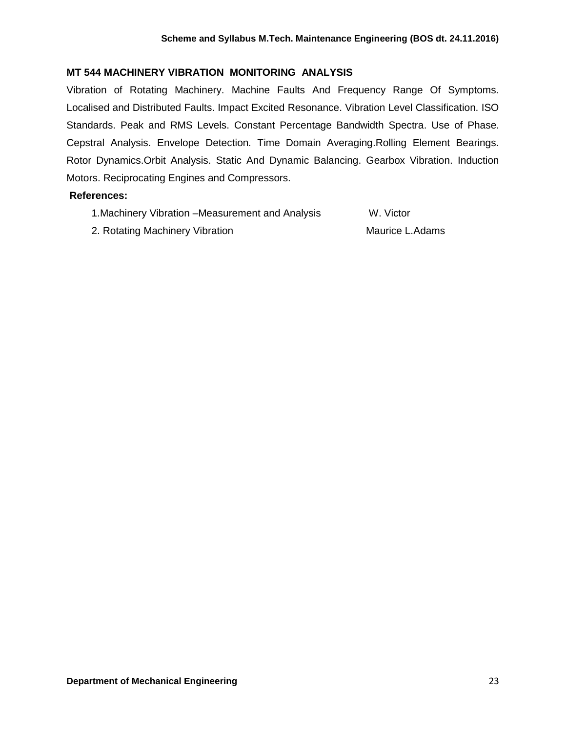### MT 544 MACHINERY VIBRATION MONITORING ANALYSIS

Vibration of Rotating Machinery. Machine Faults And Frequency Range Of Symptoms. Localised and Distributed Faults. Impact Excited Resonance. Vibration Level Classification. ISO Standards. Peak and RMS Levels. Constant Percentage Bandwidth Spectra. Use of Phase. Cepstral Analysis. Envelope Detection. Time Domain Averaging.Rolling Element Bearings. Rotor Dynamics.Orbit Analysis. Static And Dynamic Balancing. Gearbox Vibration. Induction Motors. Reciprocating Engines and Compressors.

**References:**

1. Machinery Vibration –Measurement and Analysis W. Victor
2. Rotating Machinery Vibration Maurice L.Adams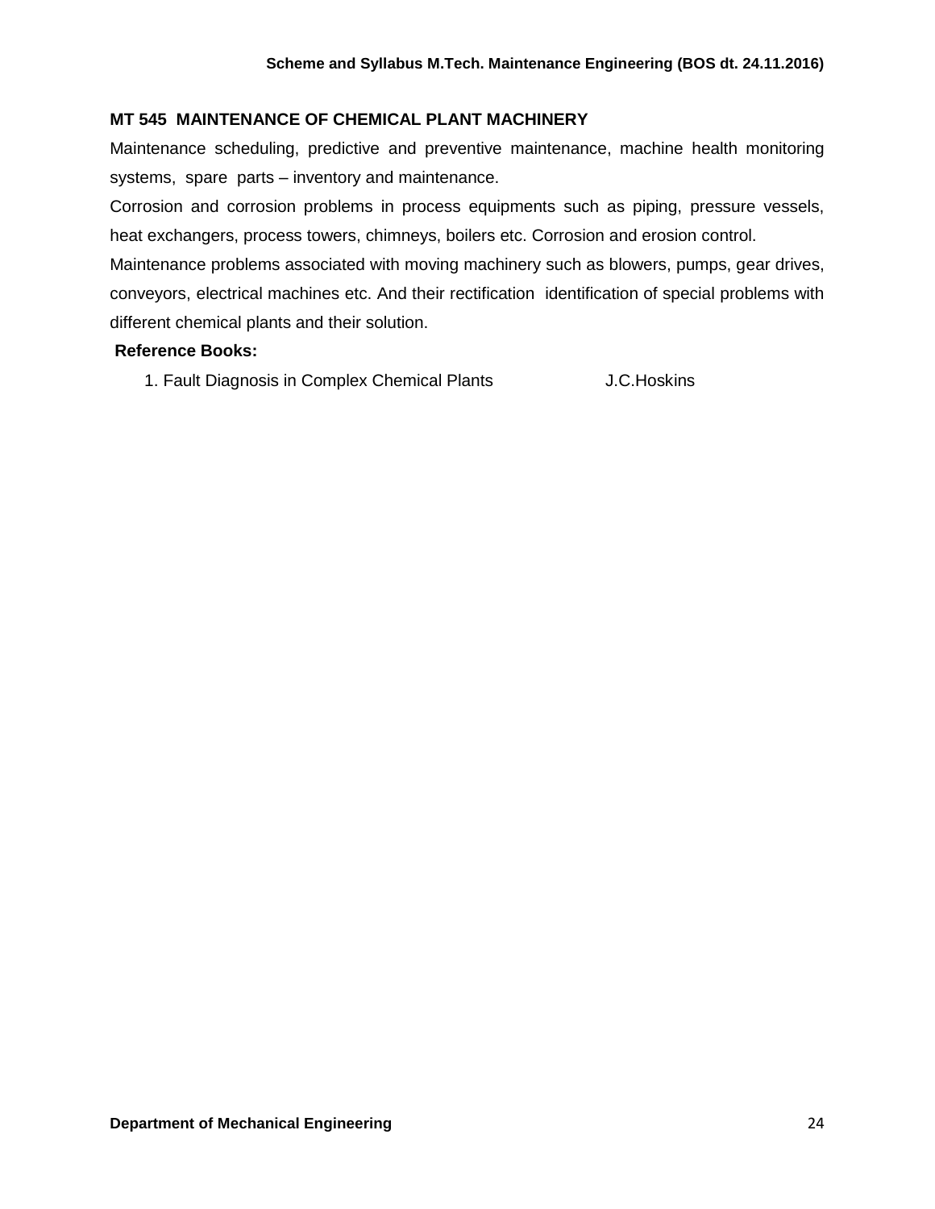## MT 545 MAINTENANCE OF CHEMICAL PLANT MACHINERY

Maintenance scheduling, predictive and preventive maintenance, machine health monitoring systems, spare parts – inventory and maintenance.

Corrosion and corrosion problems in process equipments such as piping, pressure vessels, heat exchangers, process towers, chimneys, boilers etc. Corrosion and erosion control.

Maintenance problems associated with moving machinery such as blowers, pumps, gear drives, conveyors, electrical machines etc. And their rectification identification of special problems with different chemical plants and their solution.

**Reference Books:**

1. Fault Diagnosis in Complex Chemical Plants J.C.Hoskins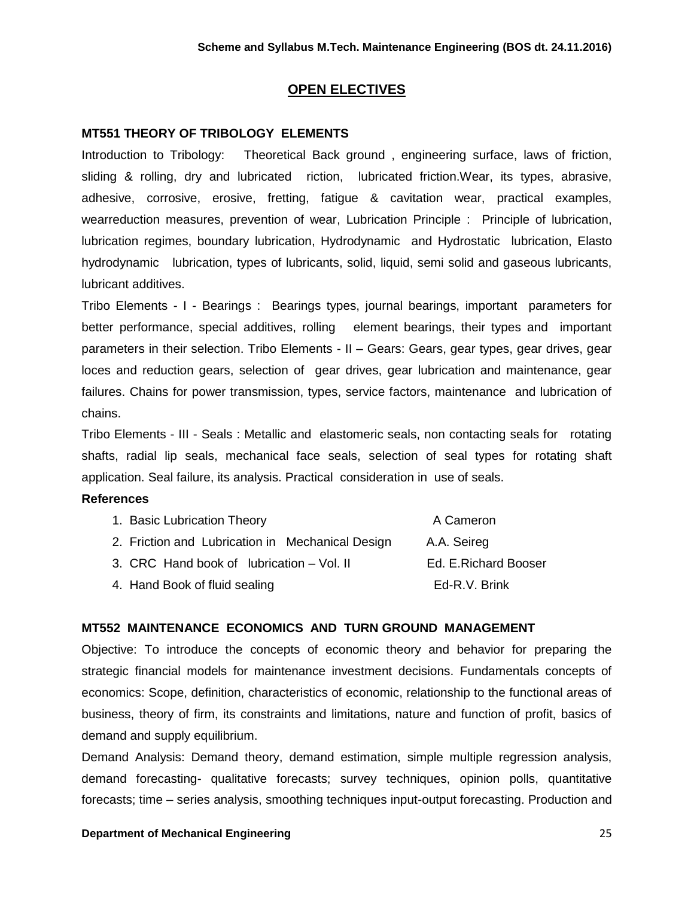## OPEN ELECTIVES

### MT551 THEORY OF TRIBOLOGY ELEMENTS

Introduction to Tribology: Theoretical Back ground , engineering surface, laws of friction, sliding & rolling, dry and lubricated riction, lubricated friction.Wear, its types, abrasive, adhesive, corrosive, erosive, fretting, fatigue & cavitation wear, practical examples, wearreduction measures, prevention of wear, Lubrication Principle : Principle of lubrication, lubrication regimes, boundary lubrication, Hydrodynamic and Hydrostatic lubrication, Elasto hydrodynamic lubrication, types of lubricants, solid, liquid, semi solid and gaseous lubricants, lubricant additives.

Tribo Elements - I - Bearings : Bearings types, journal bearings, important parameters for better performance, special additives, rolling element bearings, their types and important parameters in their selection. Tribo Elements - II – Gears: Gears, gear types, gear drives, gear loces and reduction gears, selection of gear drives, gear lubrication and maintenance, gear failures. Chains for power transmission, types, service factors, maintenance and lubrication of chains.

Tribo Elements - III - Seals : Metallic and elastomeric seals, non contacting seals for rotating shafts, radial lip seals, mechanical face seals, selection of seal types for rotating shaft application. Seal failure, its analysis. Practical consideration in use of seals.

**References**

1. Basic Lubrication Theory — A Cameron
2. Friction and Lubrication in Mechanical Design — A.A. Seireg
3. CRC Hand book of lubrication – Vol. II — Ed. E.Richard Booser
4. Hand Book of fluid sealing — Ed-R.V. Brink

### MT552 MAINTENANCE ECONOMICS AND TURN GROUND MANAGEMENT

Objective: To introduce the concepts of economic theory and behavior for preparing the strategic financial models for maintenance investment decisions. Fundamentals concepts of economics: Scope, definition, characteristics of economic, relationship to the functional areas of business, theory of firm, its constraints and limitations, nature and function of profit, basics of demand and supply equilibrium.

Demand Analysis: Demand theory, demand estimation, simple multiple regression analysis, demand forecasting- qualitative forecasts; survey techniques, opinion polls, quantitative forecasts; time – series analysis, smoothing techniques input-output forecasting. Production and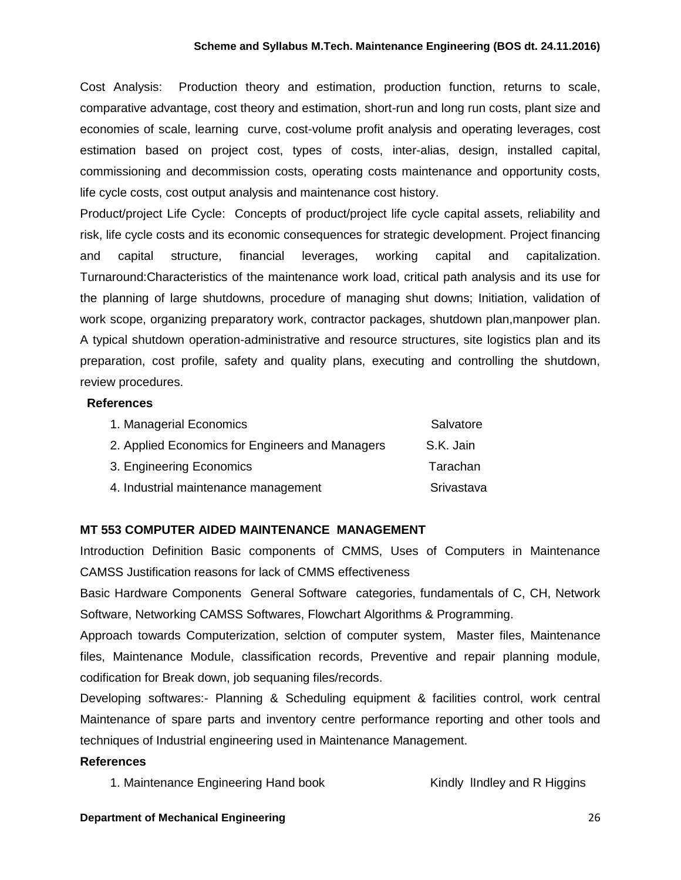Cost Analysis: Production theory and estimation, production function, returns to scale, comparative advantage, cost theory and estimation, short-run and long run costs, plant size and economies of scale, learning curve, cost-volume profit analysis and operating leverages, cost estimation based on project cost, types of costs, inter-alias, design, installed capital, commissioning and decommission costs, operating costs maintenance and opportunity costs, life cycle costs, cost output analysis and maintenance cost history.

Product/project Life Cycle: Concepts of product/project life cycle capital assets, reliability and risk, life cycle costs and its economic consequences for strategic development. Project financing and capital structure, financial leverages, working capital and capitalization. Turnaround:Characteristics of the maintenance work load, critical path analysis and its use for the planning of large shutdowns, procedure of managing shut downs; Initiation, validation of work scope, organizing preparatory work, contractor packages, shutdown plan,manpower plan. A typical shutdown operation-administrative and resource structures, site logistics plan and its preparation, cost profile, safety and quality plans, executing and controlling the shutdown, review procedures.

**References**

| | |
|---|---|
| 1. Managerial Economics | Salvatore |
| 2. Applied Economics for Engineers and Managers | S.K. Jain |
| 3. Engineering Economics | Tarachan |
| 4. Industrial maintenance management | Srivastava |

**MT 553 COMPUTER AIDED MAINTENANCE MANAGEMENT**

Introduction Definition Basic components of CMMS, Uses of Computers in Maintenance CAMSS Justification reasons for lack of CMMS effectiveness

Basic Hardware Components General Software categories, fundamentals of C, CH, Network Software, Networking CAMSS Softwares, Flowchart Algorithms & Programming.

Approach towards Computerization, selction of computer system, Master files, Maintenance files, Maintenance Module, classification records, Preventive and repair planning module, codification for Break down, job sequaning files/records.

Developing softwares:- Planning & Scheduling equipment & facilities control, work central Maintenance of spare parts and inventory centre performance reporting and other tools and techniques of Industrial engineering used in Maintenance Management.

**References**

| | |
|---|---|
| 1. Maintenance Engineering Hand book | Kindly lIndley and R Higgins |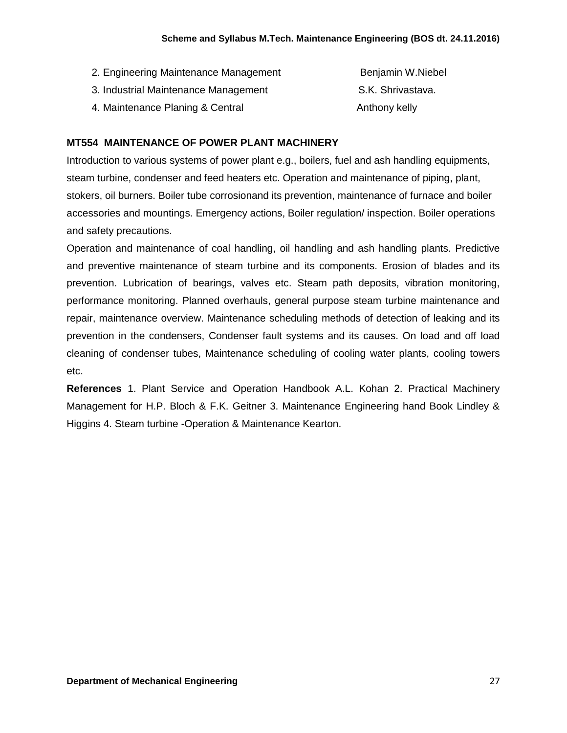2. Engineering Maintenance Management Benjamin W.Niebel
3. Industrial Maintenance Management S.K. Shrivastava.
4. Maintenance Planing & Central Anthony kelly

## MT554 MAINTENANCE OF POWER PLANT MACHINERY

Introduction to various systems of power plant e.g., boilers, fuel and ash handling equipments, steam turbine, condenser and feed heaters etc. Operation and maintenance of piping, plant, stokers, oil burners. Boiler tube corrosionand its prevention, maintenance of furnace and boiler accessories and mountings. Emergency actions, Boiler regulation/ inspection. Boiler operations and safety precautions.

Operation and maintenance of coal handling, oil handling and ash handling plants. Predictive and preventive maintenance of steam turbine and its components. Erosion of blades and its prevention. Lubrication of bearings, valves etc. Steam path deposits, vibration monitoring, performance monitoring. Planned overhauls, general purpose steam turbine maintenance and repair, maintenance overview. Maintenance scheduling methods of detection of leaking and its prevention in the condensers, Condenser fault systems and its causes. On load and off load cleaning of condenser tubes, Maintenance scheduling of cooling water plants, cooling towers etc.

**References** 1. Plant Service and Operation Handbook A.L. Kohan 2. Practical Machinery Management for H.P. Bloch & F.K. Geitner 3. Maintenance Engineering hand Book Lindley & Higgins 4. Steam turbine -Operation & Maintenance Kearton.